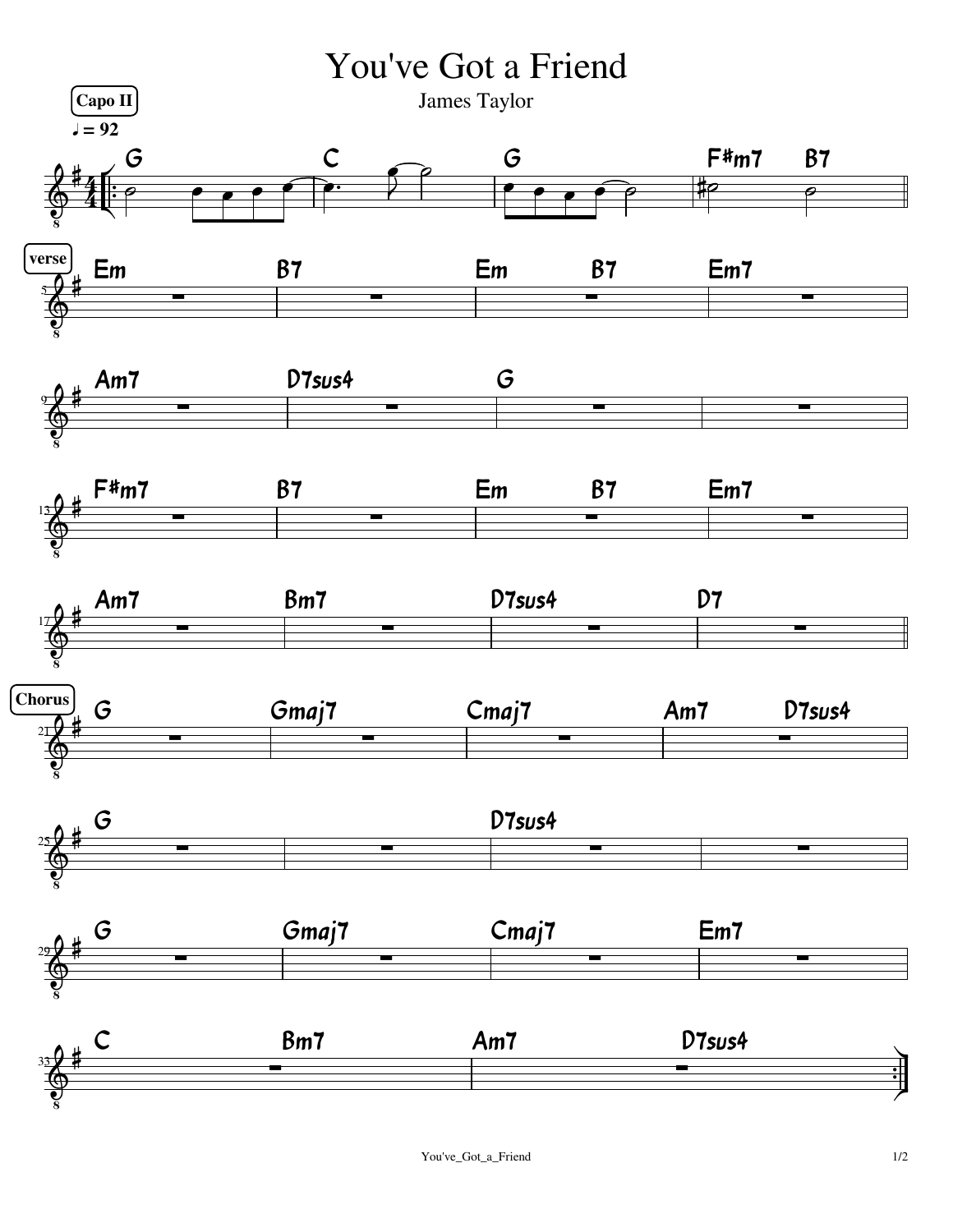# You've Got a Friend

James Taylor

**Capo II**

♩ = 92

G | C | G | F#m7 B7

**verse**

Em | B7 | Em B7 | Em7

Am7 | D7sus4 | G |

F#m7 | B7 | Em B7 | Em7

Am7 | Bm7 | D7sus4 | D7

**Chorus**

G | Gmaj7 | Cmaj7 | Am7 D7sus4

G | | D7sus4 |

G | Gmaj7 | Cmaj7 | Em7

C Bm7 | Am7 D7sus4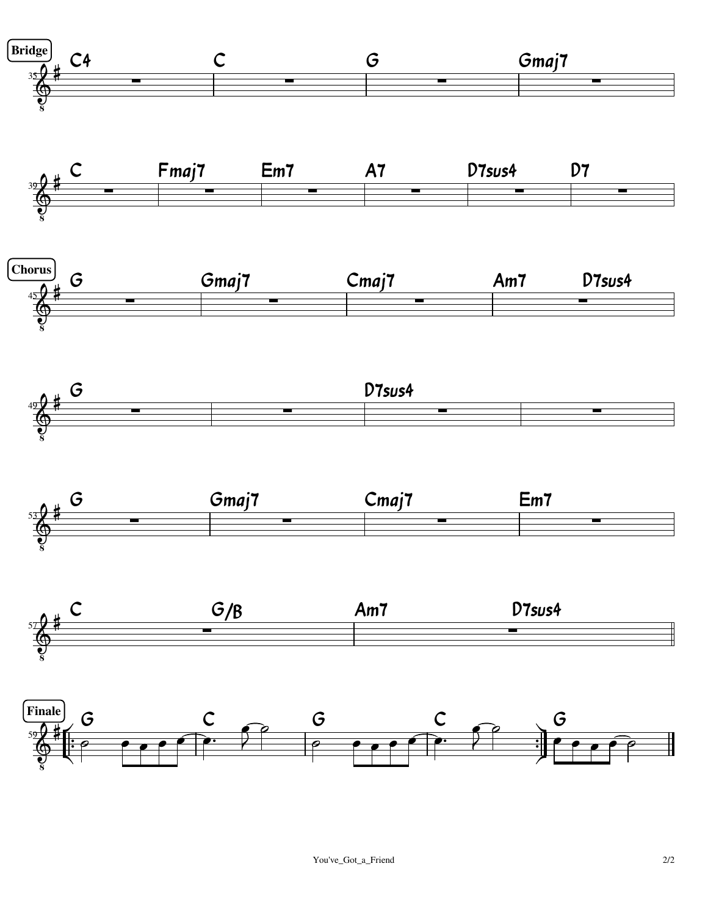**Bridge**

C4 | C | G | Gmaj7

C | Fmaj7 | Em7 | A7 | D7sus4 | D7

**Chorus**

G | Gmaj7 | Cmaj7 | Am7 D7sus4

G | | D7sus4 |

G | Gmaj7 | Cmaj7 | Em7

C G/B | Am7 D7sus4

**Finale**

G C | G C | G